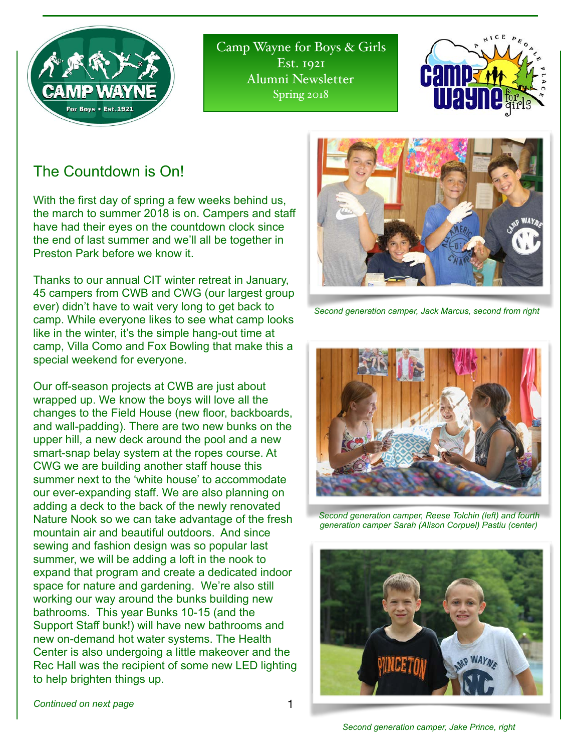Camp Wayne for Boys & Girls
Est. 1921
Alumni Newsletter
Spring 2018

## The Countdown is On!

With the first day of spring a few weeks behind us, the march to summer 2018 is on. Campers and staff have had their eyes on the countdown clock since the end of last summer and we'll all be together in Preston Park before we know it.

Thanks to our annual CIT winter retreat in January, 45 campers from CWB and CWG (our largest group ever) didn't have to wait very long to get back to camp. While everyone likes to see what camp looks like in the winter, it's the simple hang-out time at camp, Villa Como and Fox Bowling that make this a special weekend for everyone.

Our off-season projects at CWB are just about wrapped up. We know the boys will love all the changes to the Field House (new floor, backboards, and wall-padding). There are two new bunks on the upper hill, a new deck around the pool and a new smart-snap belay system at the ropes course. At CWG we are building another staff house this summer next to the 'white house' to accommodate our ever-expanding staff. We are also planning on adding a deck to the back of the newly renovated Nature Nook so we can take advantage of the fresh mountain air and beautiful outdoors. And since sewing and fashion design was so popular last summer, we will be adding a loft in the nook to expand that program and create a dedicated indoor space for nature and gardening. We're also still working our way around the bunks building new bathrooms. This year Bunks 10-15 (and the Support Staff bunk!) will have new bathrooms and new on-demand hot water systems. The Health Center is also undergoing a little makeover and the Rec Hall was the recipient of some new LED lighting to help brighten things up.

*Continued on next page*

*Second generation camper, Jack Marcus, second from right*

*Second generation camper, Reese Tolchin (left) and fourth generation camper Sarah (Alison Corpuel) Pastiu (center)*

*Second generation camper, Jake Prince, right*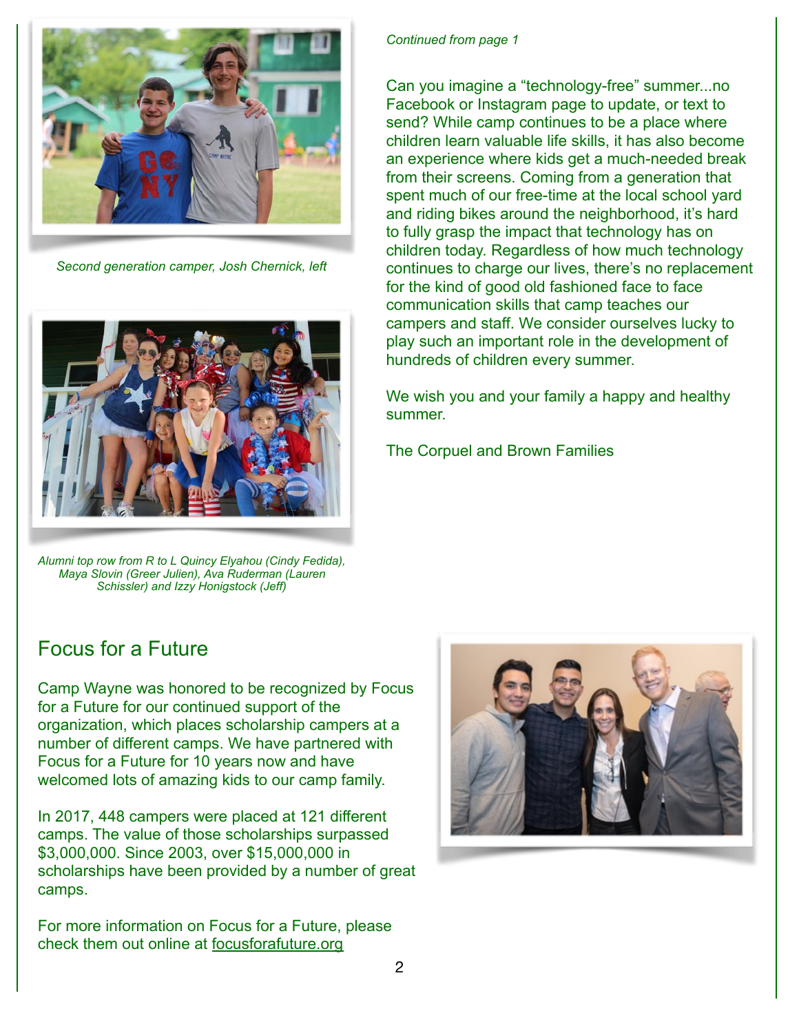*Continued from page 1*

Can you imagine a "technology-free" summer...no Facebook or Instagram page to update, or text to send? While camp continues to be a place where children learn valuable life skills, it has also become an experience where kids get a much-needed break from their screens. Coming from a generation that spent much of our free-time at the local school yard and riding bikes around the neighborhood, it's hard to fully grasp the impact that technology has on children today. Regardless of how much technology continues to charge our lives, there's no replacement for the kind of good old fashioned face to face communication skills that camp teaches our campers and staff. We consider ourselves lucky to play such an important role in the development of hundreds of children every summer.

We wish you and your family a happy and healthy summer.

The Corpuel and Brown Families

*Second generation camper, Josh Chernick, left*

*Alumni top row from R to L Quincy Elyahou (Cindy Fedida), Maya Slovin (Greer Julien), Ava Ruderman (Lauren Schissler) and Izzy Honigstock (Jeff)*

## Focus for a Future

Camp Wayne was honored to be recognized by Focus for a Future for our continued support of the organization, which places scholarship campers at a number of different camps. We have partnered with Focus for a Future for 10 years now and have welcomed lots of amazing kids to our camp family.

In 2017, 448 campers were placed at 121 different camps. The value of those scholarships surpassed $3,000,000. Since 2003, over $15,000,000 in scholarships have been provided by a number of great camps.

For more information on Focus for a Future, please check them out online at focusforafuture.org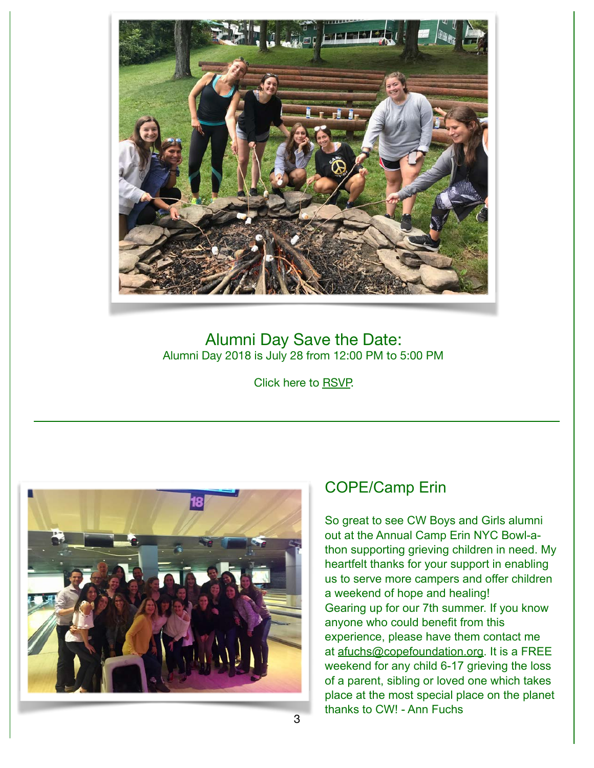## Alumni Day Save the Date:

Alumni Day 2018 is July 28 from 12:00 PM to 5:00 PM

Click here to RSVP.

---

## COPE/Camp Erin

So great to see CW Boys and Girls alumni out at the Annual Camp Erin NYC Bowl-a-thon supporting grieving children in need. My heartfelt thanks for your support in enabling us to serve more campers and offer children a weekend of hope and healing!
Gearing up for our 7th summer. If you know anyone who could benefit from this experience, please have them contact me at afuchs@copefoundation.org. It is a FREE weekend for any child 6-17 grieving the loss of a parent, sibling or loved one which takes place at the most special place on the planet thanks to CW! - Ann Fuchs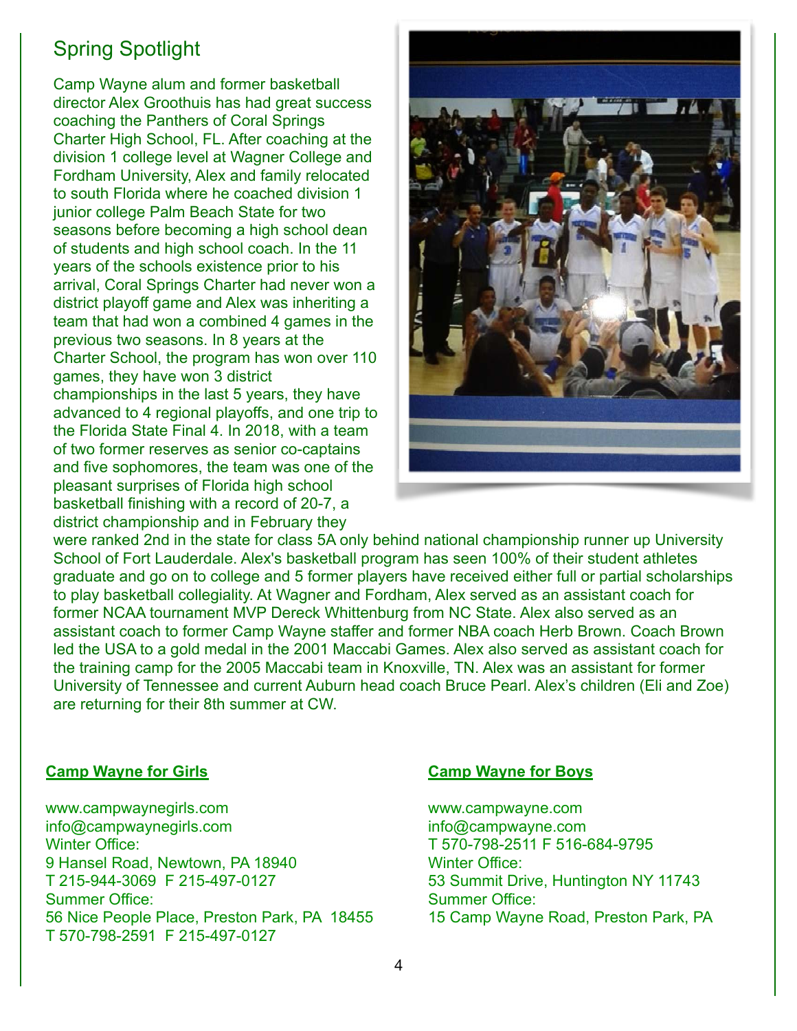## Spring Spotlight

Camp Wayne alum and former basketball director Alex Groothuis has had great success coaching the Panthers of Coral Springs Charter High School, FL. After coaching at the division 1 college level at Wagner College and Fordham University, Alex and family relocated to south Florida where he coached division 1 junior college Palm Beach State for two seasons before becoming a high school dean of students and high school coach. In the 11 years of the schools existence prior to his arrival, Coral Springs Charter had never won a district playoff game and Alex was inheriting a team that had won a combined 4 games in the previous two seasons. In 8 years at the Charter School, the program has won over 110 games, they have won 3 district championships in the last 5 years, they have advanced to 4 regional playoffs, and one trip to the Florida State Final 4. In 2018, with a team of two former reserves as senior co-captains and five sophomores, the team was one of the pleasant surprises of Florida high school basketball finishing with a record of 20-7, a district championship and in February they were ranked 2nd in the state for class 5A only behind national championship runner up University School of Fort Lauderdale. Alex's basketball program has seen 100% of their student athletes graduate and go on to college and 5 former players have received either full or partial scholarships to play basketball collegiality. At Wagner and Fordham, Alex served as an assistant coach for former NCAA tournament MVP Dereck Whittenburg from NC State. Alex also served as an assistant coach to former Camp Wayne staffer and former NBA coach Herb Brown. Coach Brown led the USA to a gold medal in the 2001 Maccabi Games. Alex also served as assistant coach for the training camp for the 2005 Maccabi team in Knoxville, TN. Alex was an assistant for former University of Tennessee and current Auburn head coach Bruce Pearl. Alex's children (Eli and Zoe) are returning for their 8th summer at CW.

**Camp Wayne for Girls**

www.campwaynegirls.com
info@campwaynegirls.com
Winter Office:
9 Hansel Road, Newtown, PA 18940
T 215-944-3069 F 215-497-0127
Summer Office:
56 Nice People Place, Preston Park, PA 18455
T 570-798-2591 F 215-497-0127

**Camp Wayne for Boys**

www.campwayne.com
info@campwayne.com
T 570-798-2511 F 516-684-9795
Winter Office:
53 Summit Drive, Huntington NY 11743
Summer Office:
15 Camp Wayne Road, Preston Park, PA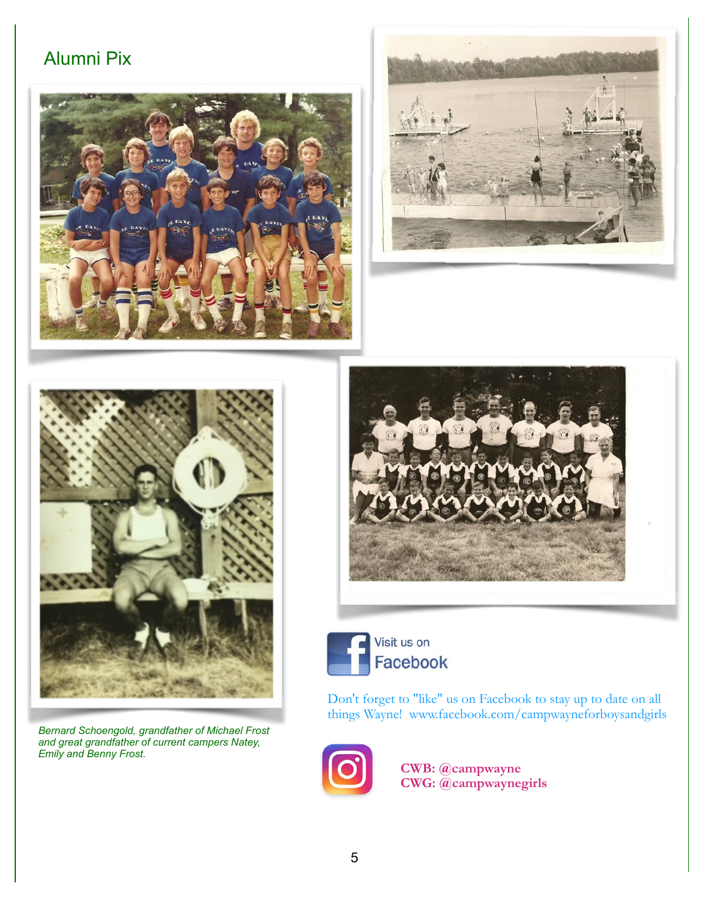## Alumni Pix

*Bernard Schoengold, grandfather of Michael Frost and great grandfather of current campers Natey, Emily and Benny Frost.*

Visit us on Facebook

Don't forget to "like" us on Facebook to stay up to date on all things Wayne! www.facebook.com/campwayneforboysandgirls

**CWB: @campwayne**
**CWG: @campwaynegirls**